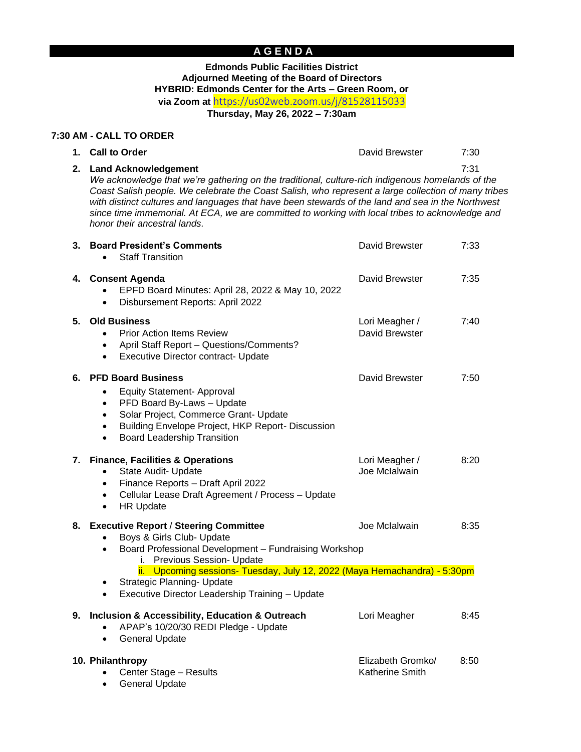# A G E N D A

**Edmonds Public Facilities District**
**Adjourned Meeting of the Board of Directors**
**HYBRID: Edmonds Center for the Arts – Green Room, or**
**via Zoom at** https://us02web.zoom.us/j/81528115033
**Thursday, May 26, 2022 – 7:30am**

## 7:30 AM - CALL TO ORDER

1. **Call to Order** — David Brewster — 7:30

2. **Land Acknowledgement** — 7:31
   *We acknowledge that we're gathering on the traditional, culture-rich indigenous homelands of the Coast Salish people. We celebrate the Coast Salish, who represent a large collection of many tribes with distinct cultures and languages that have been stewards of the land and sea in the Northwest since time immemorial. At ECA, we are committed to working with local tribes to acknowledge and honor their ancestral lands.*

3. **Board President's Comments** — David Brewster — 7:33
   - Staff Transition

4. **Consent Agenda** — David Brewster — 7:35
   - EPFD Board Minutes: April 28, 2022 & May 10, 2022
   - Disbursement Reports: April 2022

5. **Old Business** — Lori Meagher / David Brewster — 7:40
   - Prior Action Items Review
   - April Staff Report – Questions/Comments?
   - Executive Director contract- Update

6. **PFD Board Business** — David Brewster — 7:50
   - Equity Statement- Approval
   - PFD Board By-Laws – Update
   - Solar Project, Commerce Grant- Update
   - Building Envelope Project, HKP Report- Discussion
   - Board Leadership Transition

7. **Finance, Facilities & Operations** — Lori Meagher / Joe McIalwain — 8:20
   - State Audit- Update
   - Finance Reports – Draft April 2022
   - Cellular Lease Draft Agreement / Process – Update
   - HR Update

8. **Executive Report / Steering Committee** — Joe McIalwain — 8:35
   - Boys & Girls Club- Update
   - Board Professional Development – Fundraising Workshop
     1. Previous Session- Update
     2. Upcoming sessions- Tuesday, July 12, 2022 (Maya Hemachandra) - 5:30pm
   - Strategic Planning- Update
   - Executive Director Leadership Training – Update

9. **Inclusion & Accessibility, Education & Outreach** — Lori Meagher — 8:45
   - APAP's 10/20/30 REDI Pledge - Update
   - General Update

10. **Philanthropy** — Elizabeth Gromko/ Katherine Smith — 8:50
    - Center Stage – Results
    - General Update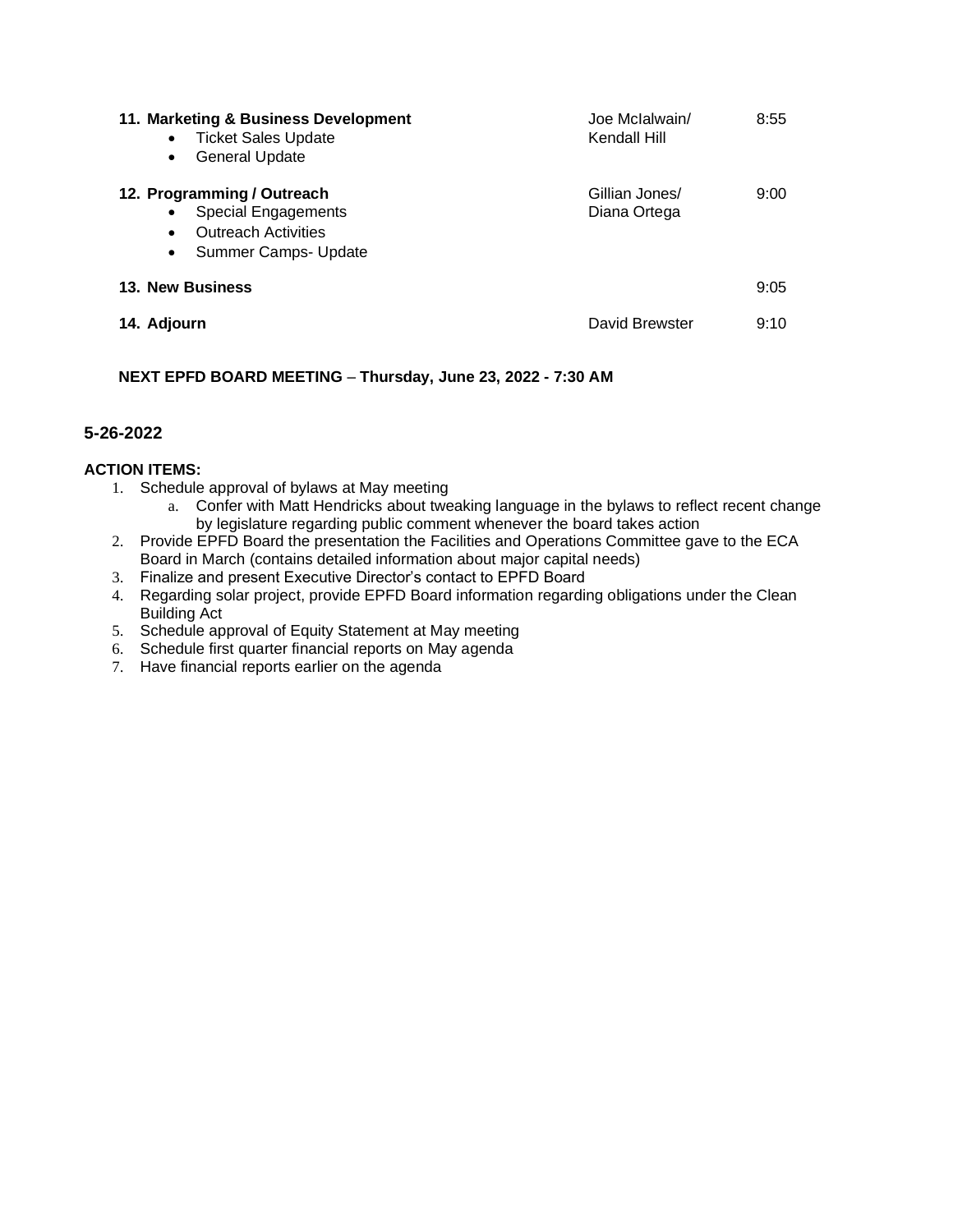| | | |
|---|---|---|
| **11. Marketing & Business Development**<br>• Ticket Sales Update<br>• General Update | Joe McIalwain/<br>Kendall Hill | 8:55 |
| **12. Programming / Outreach**<br>• Special Engagements<br>• Outreach Activities<br>• Summer Camps- Update | Gillian Jones/<br>Diana Ortega | 9:00 |
| **13. New Business** | | 9:05 |
| **14. Adjourn** | David Brewster | 9:10 |

**NEXT EPFD BOARD MEETING – Thursday, June 23, 2022 - 7:30 AM**

**5-26-2022**

**ACTION ITEMS:**

1. Schedule approval of bylaws at May meeting
   a. Confer with Matt Hendricks about tweaking language in the bylaws to reflect recent change by legislature regarding public comment whenever the board takes action
2. Provide EPFD Board the presentation the Facilities and Operations Committee gave to the ECA Board in March (contains detailed information about major capital needs)
3. Finalize and present Executive Director's contact to EPFD Board
4. Regarding solar project, provide EPFD Board information regarding obligations under the Clean Building Act
5. Schedule approval of Equity Statement at May meeting
6. Schedule first quarter financial reports on May agenda
7. Have financial reports earlier on the agenda